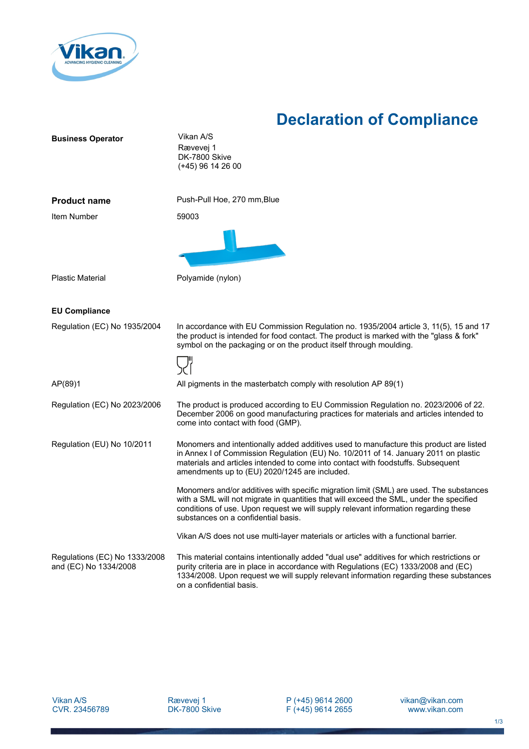# Declaration of Compliance

| | |
|---|---|
| **Business Operator** | Vikan A/S<br>Rævevej 1<br>DK-7800 Skive<br>(+45) 96 14 26 00 |
| **Product name** | Push-Pull Hoe, 270 mm,Blue |
| Item Number | 59003 |
| Plastic Material | Polyamide (nylon) |

## EU Compliance

| | |
|---|---|
| Regulation (EC) No 1935/2004 | In accordance with EU Commission Regulation no. 1935/2004 article 3, 11(5), 15 and 17 the product is intended for food contact. The product is marked with the "glass & fork" symbol on the packaging or on the product itself through moulding. |
| AP(89)1 | All pigments in the masterbatch comply with resolution AP 89(1) |
| Regulation (EC) No 2023/2006 | The product is produced according to EU Commission Regulation no. 2023/2006 of 22. December 2006 on good manufacturing practices for materials and articles intended to come into contact with food (GMP). |
| Regulation (EU) No 10/2011 | Monomers and intentionally added additives used to manufacture this product are listed in Annex I of Commission Regulation (EU) No. 10/2011 of 14. January 2011 on plastic materials and articles intended to come into contact with foodstuffs. Subsequent amendments up to (EU) 2020/1245 are included.<br><br>Monomers and/or additives with specific migration limit (SML) are used. The substances with a SML will not migrate in quantities that will exceed the SML, under the specified conditions of use. Upon request we will supply relevant information regarding these substances on a confidential basis.<br><br>Vikan A/S does not use multi-layer materials or articles with a functional barrier. |
| Regulations (EC) No 1333/2008 and (EC) No 1334/2008 | This material contains intentionally added "dual use" additives for which restrictions or purity criteria are in place in accordance with Regulations (EC) 1333/2008 and (EC) 1334/2008. Upon request we will supply relevant information regarding these substances on a confidential basis. |

Vikan A/S
CVR. 23456789

Rævevej 1
DK-7800 Skive

P (+45) 9614 2600
F (+45) 9614 2655

vikan@vikan.com
www.vikan.com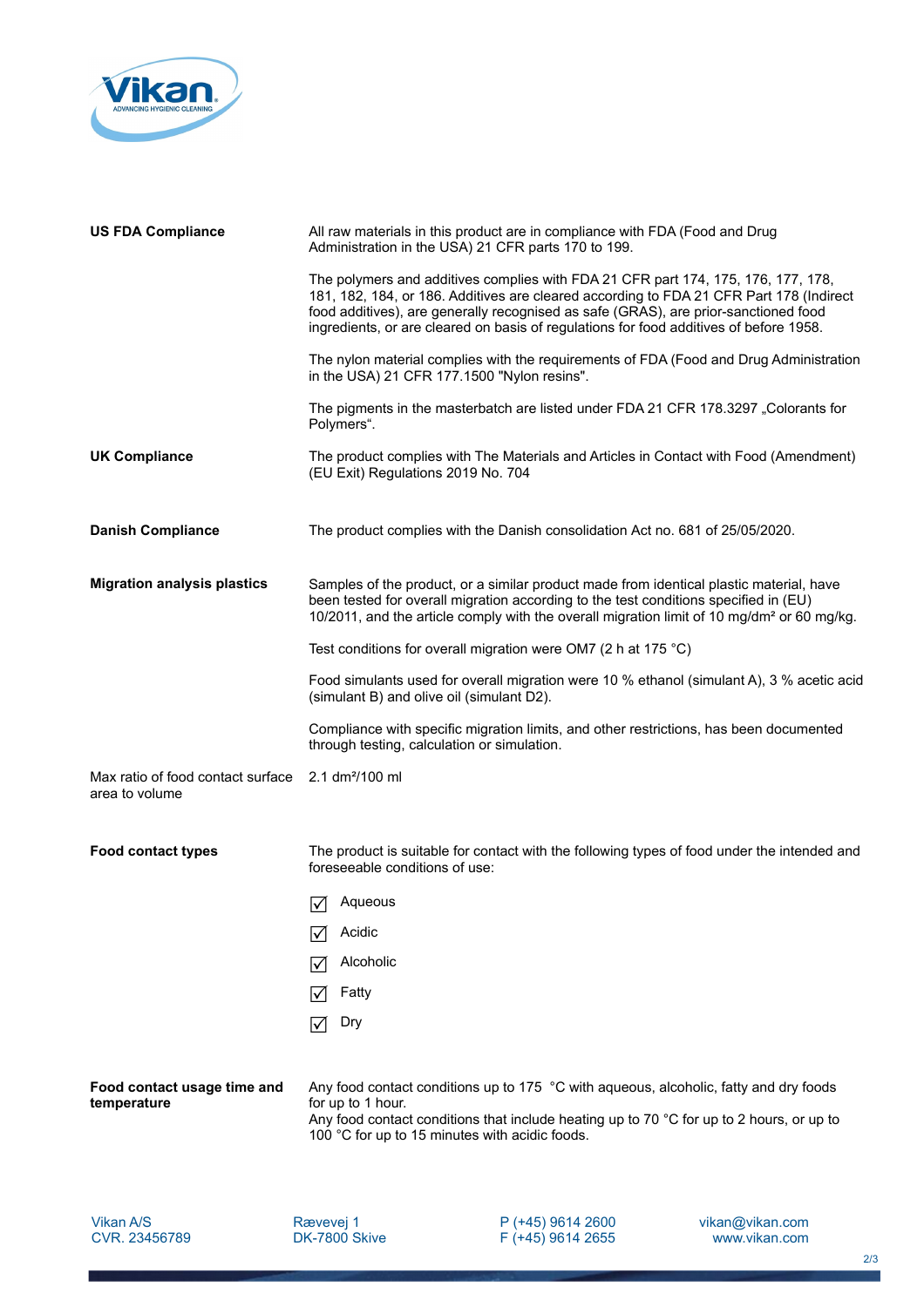| | |
|---|---|
| **US FDA Compliance** | All raw materials in this product are in compliance with FDA (Food and Drug Administration in the USA) 21 CFR parts 170 to 199.<br><br>The polymers and additives complies with FDA 21 CFR part 174, 175, 176, 177, 178, 181, 182, 184, or 186. Additives are cleared according to FDA 21 CFR Part 178 (Indirect food additives), are generally recognised as safe (GRAS), are prior-sanctioned food ingredients, or are cleared on basis of regulations for food additives of before 1958.<br><br>The nylon material complies with the requirements of FDA (Food and Drug Administration in the USA) 21 CFR 177.1500 "Nylon resins".<br><br>The pigments in the masterbatch are listed under FDA 21 CFR 178.3297 „Colorants for Polymers". |
| **UK Compliance** | The product complies with The Materials and Articles in Contact with Food (Amendment) (EU Exit) Regulations 2019 No. 704 |
| **Danish Compliance** | The product complies with the Danish consolidation Act no. 681 of 25/05/2020. |
| **Migration analysis plastics** | Samples of the product, or a similar product made from identical plastic material, have been tested for overall migration according to the test conditions specified in (EU) 10/2011, and the article comply with the overall migration limit of 10 mg/dm² or 60 mg/kg.<br><br>Test conditions for overall migration were OM7 (2 h at 175 °C)<br><br>Food simulants used for overall migration were 10 % ethanol (simulant A), 3 % acetic acid (simulant B) and olive oil (simulant D2).<br><br>Compliance with specific migration limits, and other restrictions, has been documented through testing, calculation or simulation. |
| Max ratio of food contact surface area to volume | 2.1 dm²/100 ml |
| **Food contact types** | The product is suitable for contact with the following types of food under the intended and foreseeable conditions of use:<br><br>☑ Aqueous<br>☑ Acidic<br>☑ Alcoholic<br>☑ Fatty<br>☑ Dry |
| **Food contact usage time and temperature** | Any food contact conditions up to 175 °C with aqueous, alcoholic, fatty and dry foods for up to 1 hour.<br>Any food contact conditions that include heating up to 70 °C for up to 2 hours, or up to 100 °C for up to 15 minutes with acidic foods. |

Vikan A/S
CVR. 23456789

Rævevej 1
DK-7800 Skive

P (+45) 9614 2600
F (+45) 9614 2655

vikan@vikan.com
www.vikan.com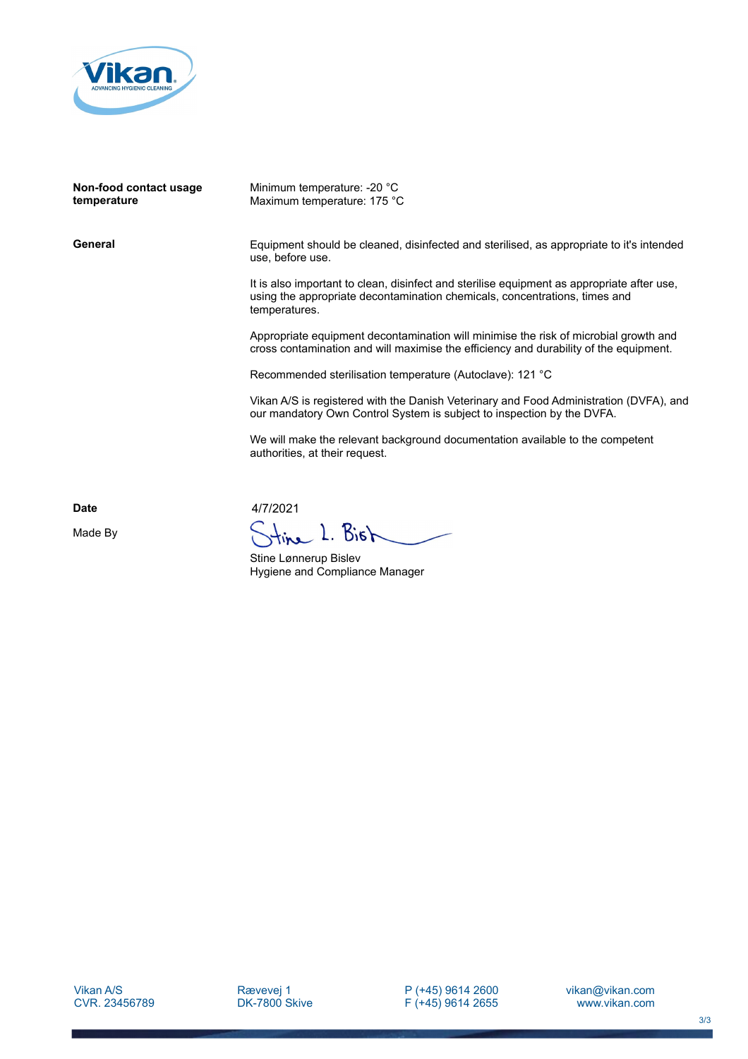**Non-food contact usage temperature**

Minimum temperature: -20 °C
Maximum temperature: 175 °C

**General**

Equipment should be cleaned, disinfected and sterilised, as appropriate to it's intended use, before use.

It is also important to clean, disinfect and sterilise equipment as appropriate after use, using the appropriate decontamination chemicals, concentrations, times and temperatures.

Appropriate equipment decontamination will minimise the risk of microbial growth and cross contamination and will maximise the efficiency and durability of the equipment.

Recommended sterilisation temperature (Autoclave): 121 °C

Vikan A/S is registered with the Danish Veterinary and Food Administration (DVFA), and our mandatory Own Control System is subject to inspection by the DVFA.

We will make the relevant background documentation available to the competent authorities, at their request.

**Date**

4/7/2021

Made By

Stine Lønnerup Bislev
Hygiene and Compliance Manager

Vikan A/S
CVR. 23456789

Rævevej 1
DK-7800 Skive

P (+45) 9614 2600
F (+45) 9614 2655

vikan@vikan.com
www.vikan.com